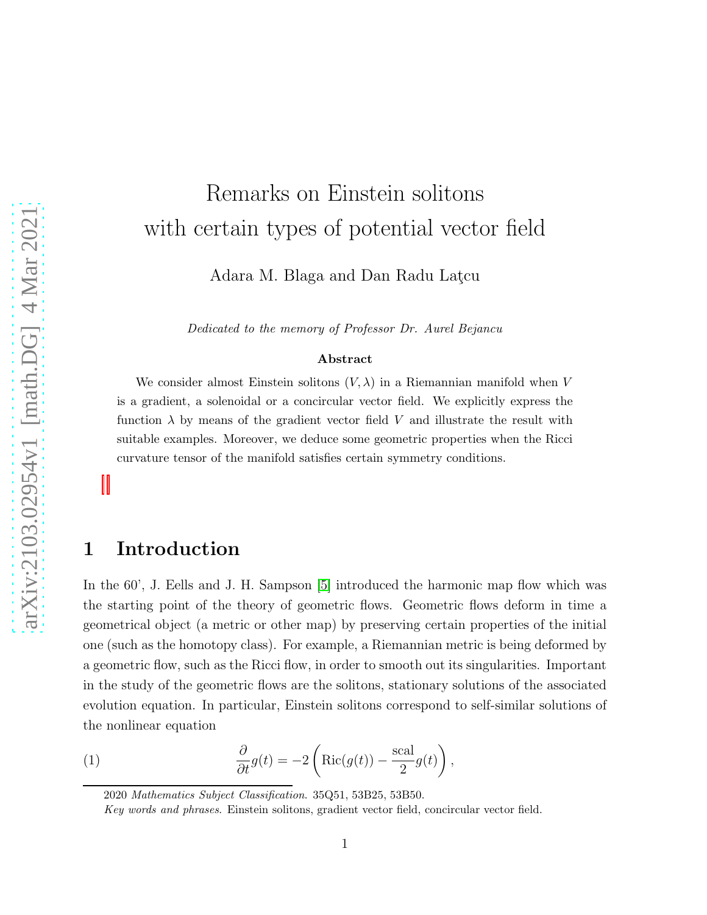# Remarks on Einstein solitons with certain types of potential vector field

Adara M. Blaga and Dan Radu Laţcu

*Dedicated to the memory of Professor Dr. Aurel Bejancu*

**Abstract**

We consider almost Einstein solitons $(V, \lambda)$ in a Riemannian manifold when $V$ is a gradient, a solenoidal or a concircular vector field. We explicitly express the function $\lambda$ by means of the gradient vector field $V$ and illustrate the result with suitable examples. Moreover, we deduce some geometric properties when the Ricci curvature tensor of the manifold satisfies certain symmetry conditions.

## 1 Introduction

In the 60', J. Eells and J. H. Sampson [5] introduced the harmonic map flow which was the starting point of the theory of geometric flows. Geometric flows deform in time a geometrical object (a metric or other map) by preserving certain properties of the initial one (such as the homotopy class). For example, a Riemannian metric is being deformed by a geometric flow, such as the Ricci flow, in order to smooth out its singularities. Important in the study of the geometric flows are the solitons, stationary solutions of the associated evolution equation. In particular, Einstein solitons correspond to self-similar solutions of the nonlinear equation

$$\frac{\partial}{\partial t}g(t) = -2\left(\mathrm{Ric}(g(t)) - \frac{\mathrm{scal}}{2}g(t)\right), \tag{1}$$

2020 *Mathematics Subject Classification.* 35Q51, 53B25, 53B50.

*Key words and phrases.* Einstein solitons, gradient vector field, concircular vector field.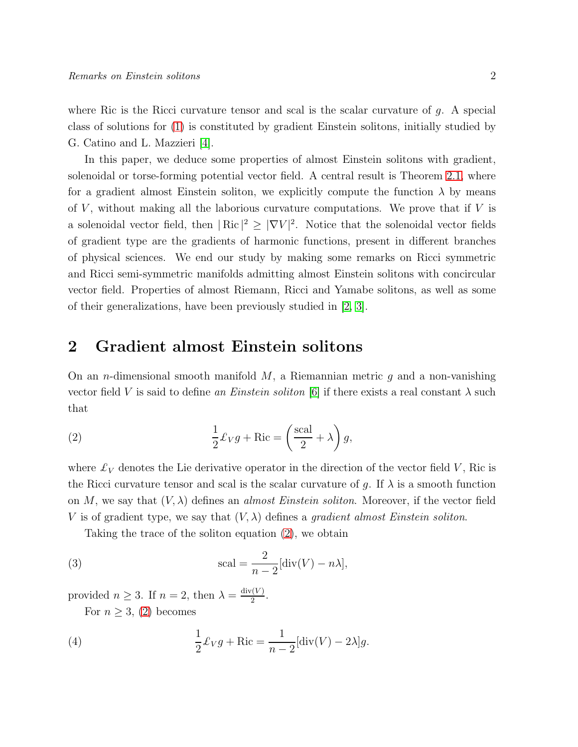where Ric is the Ricci curvature tensor and scal is the scalar curvature of $g$. A special class of solutions for (1) is constituted by gradient Einstein solitons, initially studied by G. Catino and L. Mazzieri [4].

In this paper, we deduce some properties of almost Einstein solitons with gradient, solenoidal or torse-forming potential vector field. A central result is Theorem 2.1, where for a gradient almost Einstein soliton, we explicitly compute the function $\lambda$ by means of $V$, without making all the laborious curvature computations. We prove that if $V$ is a solenoidal vector field, then $|\operatorname{Ric}|^2 \geq |\nabla V|^2$. Notice that the solenoidal vector fields of gradient type are the gradients of harmonic functions, present in different branches of physical sciences. We end our study by making some remarks on Ricci symmetric and Ricci semi-symmetric manifolds admitting almost Einstein solitons with concircular vector field. Properties of almost Riemann, Ricci and Yamabe solitons, as well as some of their generalizations, have been previously studied in [2, 3].

## 2 Gradient almost Einstein solitons

On an $n$-dimensional smooth manifold $M$, a Riemannian metric $g$ and a non-vanishing vector field $V$ is said to define *an Einstein soliton* [6] if there exists a real constant $\lambda$ such that

$$\frac{1}{2}\pounds_V g + \operatorname{Ric} = \left(\frac{\operatorname{scal}}{2} + \lambda\right) g, \tag{2}$$

where $\pounds_V$ denotes the Lie derivative operator in the direction of the vector field $V$, Ric is the Ricci curvature tensor and scal is the scalar curvature of $g$. If $\lambda$ is a smooth function on $M$, we say that $(V, \lambda)$ defines an *almost Einstein soliton*. Moreover, if the vector field $V$ is of gradient type, we say that $(V, \lambda)$ defines a *gradient almost Einstein soliton*.

Taking the trace of the soliton equation (2), we obtain

$$\operatorname{scal} = \frac{2}{n-2}[\operatorname{div}(V) - n\lambda], \tag{3}$$

provided $n \geq 3$. If $n = 2$, then $\lambda = \frac{\operatorname{div}(V)}{2}$.

For $n \geq 3$, (2) becomes

$$\frac{1}{2}\pounds_V g + \operatorname{Ric} = \frac{1}{n-2}[\operatorname{div}(V) - 2\lambda] g. \tag{4}$$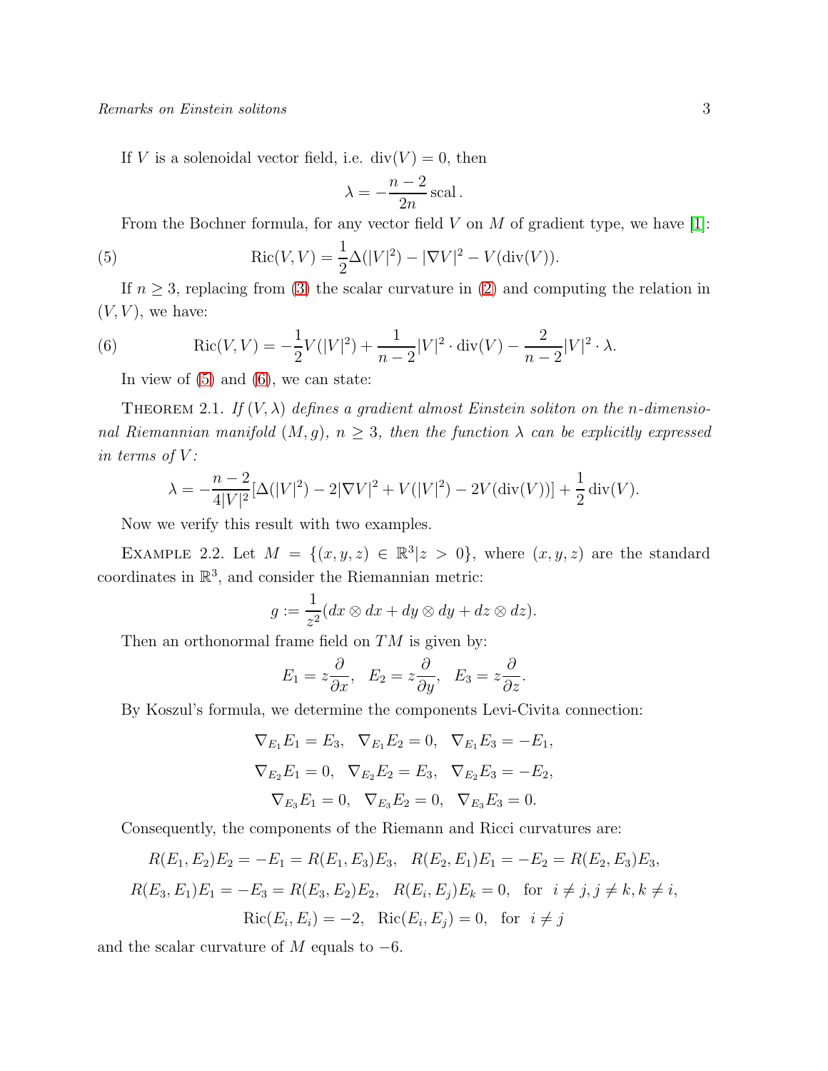If $V$ is a solenoidal vector field, i.e. $\operatorname{div}(V) = 0$, then

$$\lambda = -\frac{n-2}{2n}\operatorname{scal}.$$

From the Bochner formula, for any vector field $V$ on $M$ of gradient type, we have [1]:

$$\operatorname{Ric}(V, V) = \frac{1}{2}\Delta(|V|^2) - |\nabla V|^2 - V(\operatorname{div}(V)). \tag{5}$$

If $n \geq 3$, replacing from (3) the scalar curvature in (2) and computing the relation in $(V, V)$, we have:

$$\operatorname{Ric}(V, V) = -\frac{1}{2}V(|V|^2) + \frac{1}{n-2}|V|^2 \cdot \operatorname{div}(V) - \frac{2}{n-2}|V|^2 \cdot \lambda. \tag{6}$$

In view of (5) and (6), we can state:

Theorem 2.1. *If $(V, \lambda)$ defines a gradient almost Einstein soliton on the $n$-dimensional Riemannian manifold $(M, g)$, $n \geq 3$, then the function $\lambda$ can be explicitly expressed in terms of $V$:*

$$\lambda = -\frac{n-2}{4|V|^2}[\Delta(|V|^2) - 2|\nabla V|^2 + V(|V|^2) - 2V(\operatorname{div}(V))] + \frac{1}{2}\operatorname{div}(V).$$

Now we verify this result with two examples.

Example 2.2. Let $M = \{(x, y, z) \in \mathbb{R}^3 | z > 0\}$, where $(x, y, z)$ are the standard coordinates in $\mathbb{R}^3$, and consider the Riemannian metric:

$$g := \frac{1}{z^2}(dx \otimes dx + dy \otimes dy + dz \otimes dz).$$

Then an orthonormal frame field on $TM$ is given by:

$$E_1 = z\frac{\partial}{\partial x}, \quad E_2 = z\frac{\partial}{\partial y}, \quad E_3 = z\frac{\partial}{\partial z}.$$

By Koszul's formula, we determine the components Levi-Civita connection:

$$\nabla_{E_1}E_1 = E_3, \quad \nabla_{E_1}E_2 = 0, \quad \nabla_{E_1}E_3 = -E_1,$$
$$\nabla_{E_2}E_1 = 0, \quad \nabla_{E_2}E_2 = E_3, \quad \nabla_{E_2}E_3 = -E_2,$$
$$\nabla_{E_3}E_1 = 0, \quad \nabla_{E_3}E_2 = 0, \quad \nabla_{E_3}E_3 = 0.$$

Consequently, the components of the Riemann and Ricci curvatures are:

$$R(E_1, E_2)E_2 = -E_1 = R(E_1, E_3)E_3, \quad R(E_2, E_1)E_1 = -E_2 = R(E_2, E_3)E_3,$$
$$R(E_3, E_1)E_1 = -E_3 = R(E_3, E_2)E_2, \quad R(E_i, E_j)E_k = 0, \quad \text{for} \quad i \neq j, j \neq k, k \neq i,$$
$$\operatorname{Ric}(E_i, E_i) = -2, \quad \operatorname{Ric}(E_i, E_j) = 0, \quad \text{for} \quad i \neq j$$

and the scalar curvature of $M$ equals to $-6$.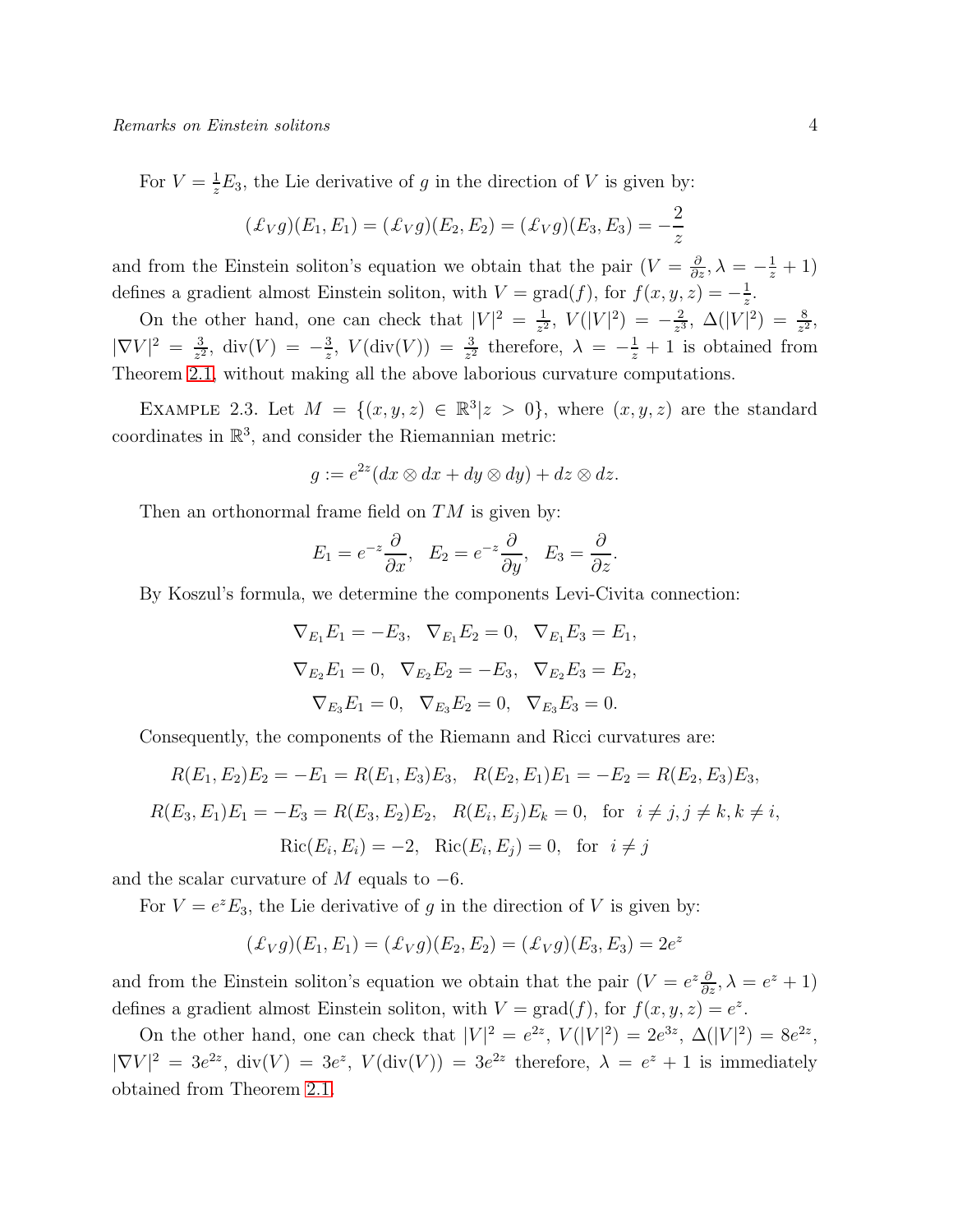For $V = \frac{1}{z}E_3$, the Lie derivative of $g$ in the direction of $V$ is given by:

$$(\pounds_V g)(E_1, E_1) = (\pounds_V g)(E_2, E_2) = (\pounds_V g)(E_3, E_3) = -\frac{2}{z}$$

and from the Einstein soliton's equation we obtain that the pair $(V = \frac{\partial}{\partial z}, \lambda = -\frac{1}{z} + 1)$ defines a gradient almost Einstein soliton, with $V = \text{grad}(f)$, for $f(x, y, z) = -\frac{1}{z}$.

On the other hand, one can check that $|V|^2 = \frac{1}{z^2}$, $V(|V|^2) = -\frac{2}{z^3}$, $\Delta(|V|^2) = \frac{8}{z^2}$, $|\nabla V|^2 = \frac{3}{z^2}$, $\text{div}(V) = -\frac{3}{z}$, $V(\text{div}(V)) = \frac{3}{z^2}$ therefore, $\lambda = -\frac{1}{z} + 1$ is obtained from Theorem 2.1, without making all the above laborious curvature computations.

Example 2.3. Let $M = \{(x, y, z) \in \mathbb{R}^3 | z > 0\}$, where $(x, y, z)$ are the standard coordinates in $\mathbb{R}^3$, and consider the Riemannian metric:

$$g := e^{2z}(dx \otimes dx + dy \otimes dy) + dz \otimes dz.$$

Then an orthonormal frame field on $TM$ is given by:

$$E_1 = e^{-z}\frac{\partial}{\partial x}, \quad E_2 = e^{-z}\frac{\partial}{\partial y}, \quad E_3 = \frac{\partial}{\partial z}.$$

By Koszul's formula, we determine the components Levi-Civita connection:

$$\nabla_{E_1}E_1 = -E_3, \quad \nabla_{E_1}E_2 = 0, \quad \nabla_{E_1}E_3 = E_1,$$

$$\nabla_{E_2}E_1 = 0, \quad \nabla_{E_2}E_2 = -E_3, \quad \nabla_{E_2}E_3 = E_2,$$

$$\nabla_{E_3}E_1 = 0, \quad \nabla_{E_3}E_2 = 0, \quad \nabla_{E_3}E_3 = 0.$$

Consequently, the components of the Riemann and Ricci curvatures are:

$$R(E_1, E_2)E_2 = -E_1 = R(E_1, E_3)E_3, \quad R(E_2, E_1)E_1 = -E_2 = R(E_2, E_3)E_3,$$

$$R(E_3, E_1)E_1 = -E_3 = R(E_3, E_2)E_2, \quad R(E_i, E_j)E_k = 0, \quad \text{for} \quad i \neq j, j \neq k, k \neq i,$$

$$\text{Ric}(E_i, E_i) = -2, \quad \text{Ric}(E_i, E_j) = 0, \quad \text{for} \quad i \neq j$$

and the scalar curvature of $M$ equals to $-6$.

For $V = e^z E_3$, the Lie derivative of $g$ in the direction of $V$ is given by:

$$(\pounds_V g)(E_1, E_1) = (\pounds_V g)(E_2, E_2) = (\pounds_V g)(E_3, E_3) = 2e^z$$

and from the Einstein soliton's equation we obtain that the pair $(V = e^z\frac{\partial}{\partial z}, \lambda = e^z + 1)$ defines a gradient almost Einstein soliton, with $V = \text{grad}(f)$, for $f(x, y, z) = e^z$.

On the other hand, one can check that $|V|^2 = e^{2z}$, $V(|V|^2) = 2e^{3z}$, $\Delta(|V|^2) = 8e^{2z}$, $|\nabla V|^2 = 3e^{2z}$, $\text{div}(V) = 3e^z$, $V(\text{div}(V)) = 3e^{2z}$ therefore, $\lambda = e^z + 1$ is immediately obtained from Theorem 2.1.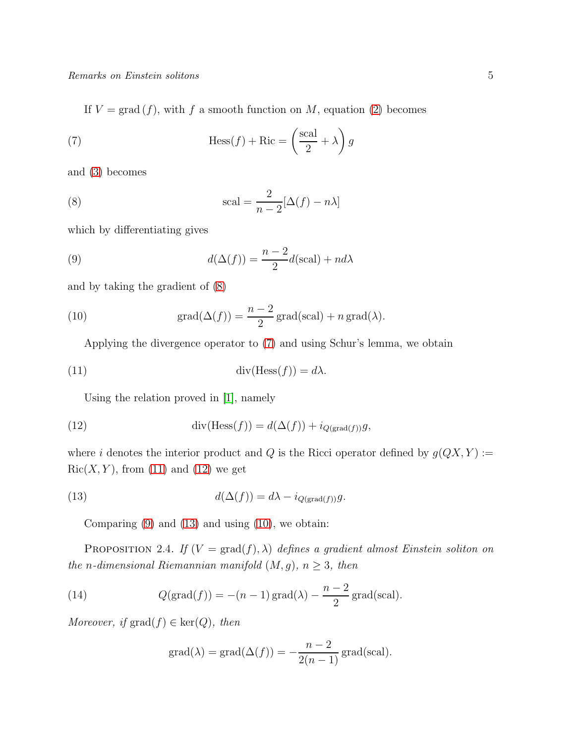If $V = \mathrm{grad}\,(f)$, with $f$ a smooth function on $M$, equation (2) becomes

$$\mathrm{Hess}(f) + \mathrm{Ric} = \left(\frac{\mathrm{scal}}{2} + \lambda\right) g \tag{7}$$

and (3) becomes

$$\mathrm{scal} = \frac{2}{n-2}[\Delta(f) - n\lambda] \tag{8}$$

which by differentiating gives

$$d(\Delta(f)) = \frac{n-2}{2} d(\mathrm{scal}) + n d\lambda \tag{9}$$

and by taking the gradient of (8)

$$\mathrm{grad}(\Delta(f)) = \frac{n-2}{2}\,\mathrm{grad}(\mathrm{scal}) + n\,\mathrm{grad}(\lambda). \tag{10}$$

Applying the divergence operator to (7) and using Schur's lemma, we obtain

$$\mathrm{div}(\mathrm{Hess}(f)) = d\lambda. \tag{11}$$

Using the relation proved in [1], namely

$$\mathrm{div}(\mathrm{Hess}(f)) = d(\Delta(f)) + i_{Q(\mathrm{grad}(f))}g, \tag{12}$$

where $i$ denotes the interior product and $Q$ is the Ricci operator defined by $g(QX, Y) := \mathrm{Ric}(X, Y)$, from (11) and (12) we get

$$d(\Delta(f)) = d\lambda - i_{Q(\mathrm{grad}(f))}g. \tag{13}$$

Comparing (9) and (13) and using (10), we obtain:

Proposition 2.4. *If $(V = \mathrm{grad}(f), \lambda)$ defines a gradient almost Einstein soliton on the $n$-dimensional Riemannian manifold $(M, g)$, $n \geq 3$, then*

$$Q(\mathrm{grad}(f)) = -(n-1)\,\mathrm{grad}(\lambda) - \frac{n-2}{2}\,\mathrm{grad}(\mathrm{scal}). \tag{14}$$

*Moreover, if $\mathrm{grad}(f) \in \ker(Q)$, then*

$$\mathrm{grad}(\lambda) = \mathrm{grad}(\Delta(f)) = -\frac{n-2}{2(n-1)}\,\mathrm{grad}(\mathrm{scal}).$$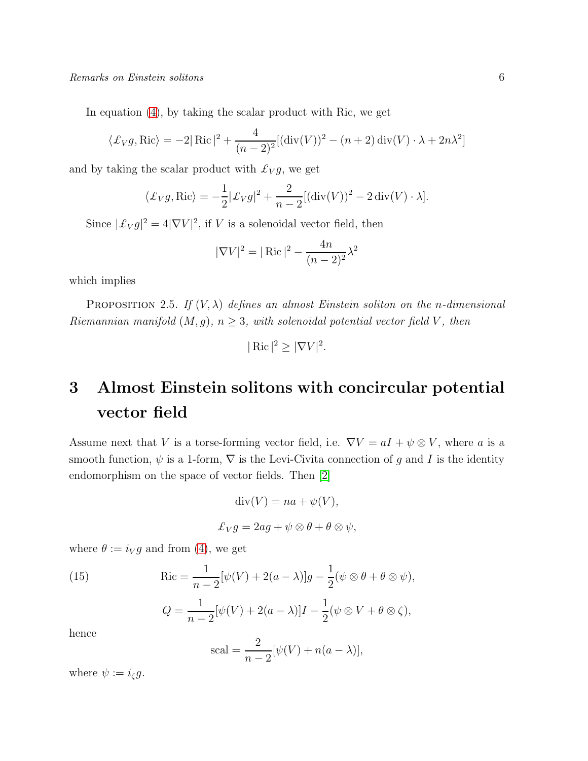In equation (4), by taking the scalar product with Ric, we get

$$\langle \pounds_V g, \mathrm{Ric} \rangle = -2|\mathrm{Ric}|^2 + \frac{4}{(n-2)^2}[(\mathrm{div}(V))^2 - (n+2)\,\mathrm{div}(V)\cdot\lambda + 2n\lambda^2]$$

and by taking the scalar product with $\pounds_V g$, we get

$$\langle \pounds_V g, \mathrm{Ric} \rangle = -\frac{1}{2}|\pounds_V g|^2 + \frac{2}{n-2}[(\mathrm{div}(V))^2 - 2\,\mathrm{div}(V)\cdot\lambda].$$

Since $|\pounds_V g|^2 = 4|\nabla V|^2$, if $V$ is a solenoidal vector field, then

$$|\nabla V|^2 = |\mathrm{Ric}|^2 - \frac{4n}{(n-2)^2}\lambda^2$$

which implies

Proposition 2.5. *If $(V, \lambda)$ defines an almost Einstein soliton on the $n$-dimensional Riemannian manifold $(M, g)$, $n \geq 3$, with solenoidal potential vector field $V$, then*

$$|\mathrm{Ric}|^2 \geq |\nabla V|^2.$$

# 3 Almost Einstein solitons with concircular potential vector field

Assume next that $V$ is a torse-forming vector field, i.e. $\nabla V = aI + \psi \otimes V$, where $a$ is a smooth function, $\psi$ is a 1-form, $\nabla$ is the Levi-Civita connection of $g$ and $I$ is the identity endomorphism on the space of vector fields. Then [2]

$$\mathrm{div}(V) = na + \psi(V),$$

$$\pounds_V g = 2ag + \psi \otimes \theta + \theta \otimes \psi,$$

where $\theta := i_V g$ and from (4), we get

$$\mathrm{Ric} = \frac{1}{n-2}[\psi(V) + 2(a-\lambda)]g - \frac{1}{2}(\psi \otimes \theta + \theta \otimes \psi), \tag{15}$$

$$Q = \frac{1}{n-2}[\psi(V) + 2(a-\lambda)]I - \frac{1}{2}(\psi \otimes V + \theta \otimes \zeta),$$

hence

$$\mathrm{scal} = \frac{2}{n-2}[\psi(V) + n(a-\lambda)],$$

where $\psi := i_\zeta g$.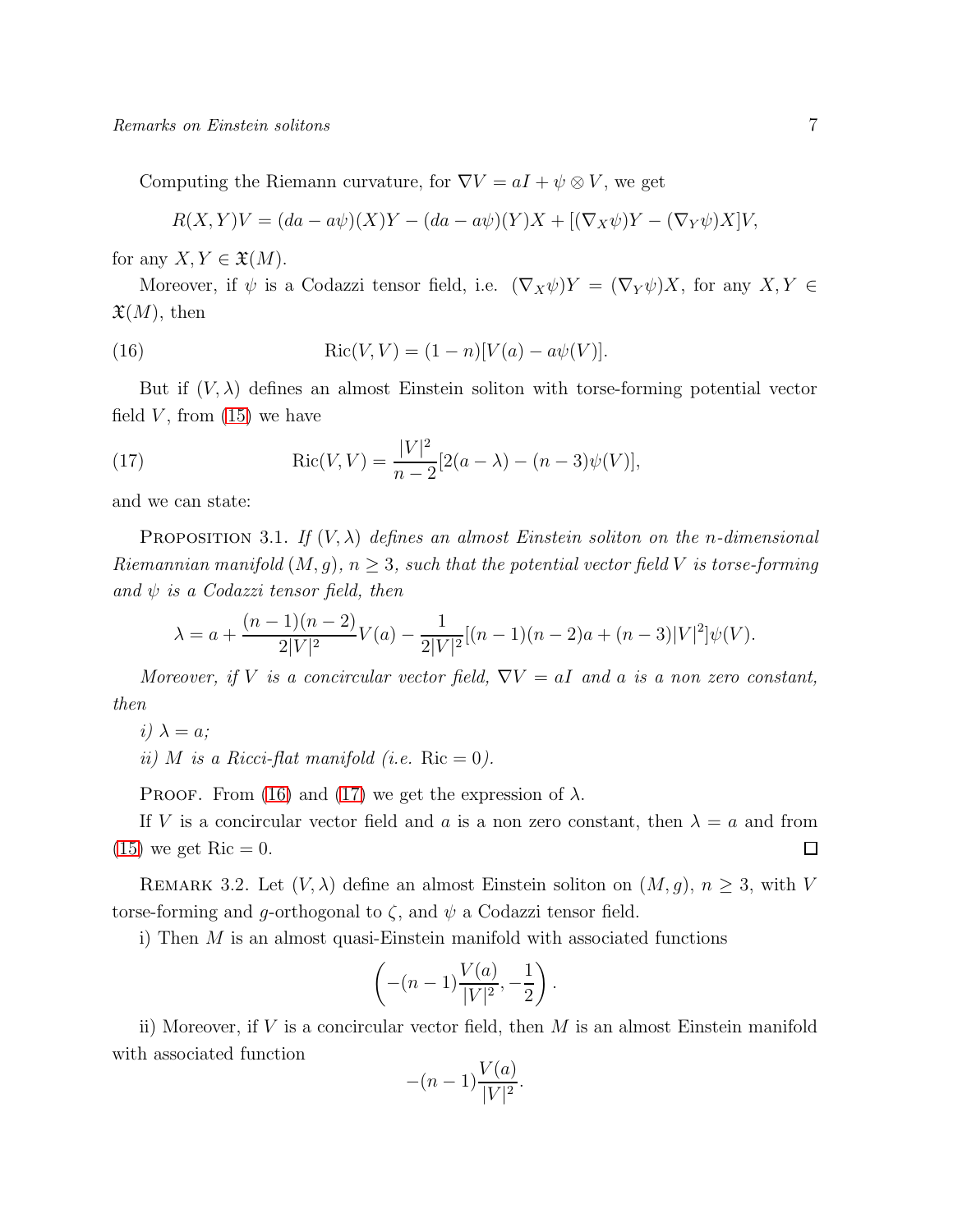Computing the Riemann curvature, for $\nabla V = aI + \psi \otimes V$, we get

$$R(X,Y)V = (da - a\psi)(X)Y - (da - a\psi)(Y)X + [(\nabla_X \psi)Y - (\nabla_Y \psi)X]V,$$

for any $X, Y \in \mathfrak{X}(M)$.

Moreover, if $\psi$ is a Codazzi tensor field, i.e. $(\nabla_X \psi)Y = (\nabla_Y \psi)X$, for any $X, Y \in \mathfrak{X}(M)$, then

$$\mathrm{Ric}(V,V) = (1-n)[V(a) - a\psi(V)]. \tag{16}$$

But if $(V, \lambda)$ defines an almost Einstein soliton with torse-forming potential vector field $V$, from (15) we have

$$\mathrm{Ric}(V,V) = \frac{|V|^2}{n-2}[2(a-\lambda) - (n-3)\psi(V)], \tag{17}$$

and we can state:

Proposition 3.1. *If $(V, \lambda)$ defines an almost Einstein soliton on the $n$-dimensional Riemannian manifold $(M, g)$, $n \geq 3$, such that the potential vector field $V$ is torse-forming and $\psi$ is a Codazzi tensor field, then*

$$\lambda = a + \frac{(n-1)(n-2)}{2|V|^2}V(a) - \frac{1}{2|V|^2}[(n-1)(n-2)a + (n-3)|V|^2]\psi(V).$$

*Moreover, if $V$ is a concircular vector field, $\nabla V = aI$ and $a$ is a non zero constant, then*

*i) $\lambda = a$;*

*ii) $M$ is a Ricci-flat manifold (i.e. $\mathrm{Ric} = 0$).*

Proof. From (16) and (17) we get the expression of $\lambda$.

If $V$ is a concircular vector field and $a$ is a non zero constant, then $\lambda = a$ and from (15) we get $\mathrm{Ric} = 0$. $\square$

Remark 3.2. Let $(V, \lambda)$ define an almost Einstein soliton on $(M, g)$, $n \geq 3$, with $V$ torse-forming and $g$-orthogonal to $\zeta$, and $\psi$ a Codazzi tensor field.

i) Then $M$ is an almost quasi-Einstein manifold with associated functions

$$\left(-(n-1)\frac{V(a)}{|V|^2}, -\frac{1}{2}\right).$$

ii) Moreover, if $V$ is a concircular vector field, then $M$ is an almost Einstein manifold with associated function

$$-(n-1)\frac{V(a)}{|V|^2}.$$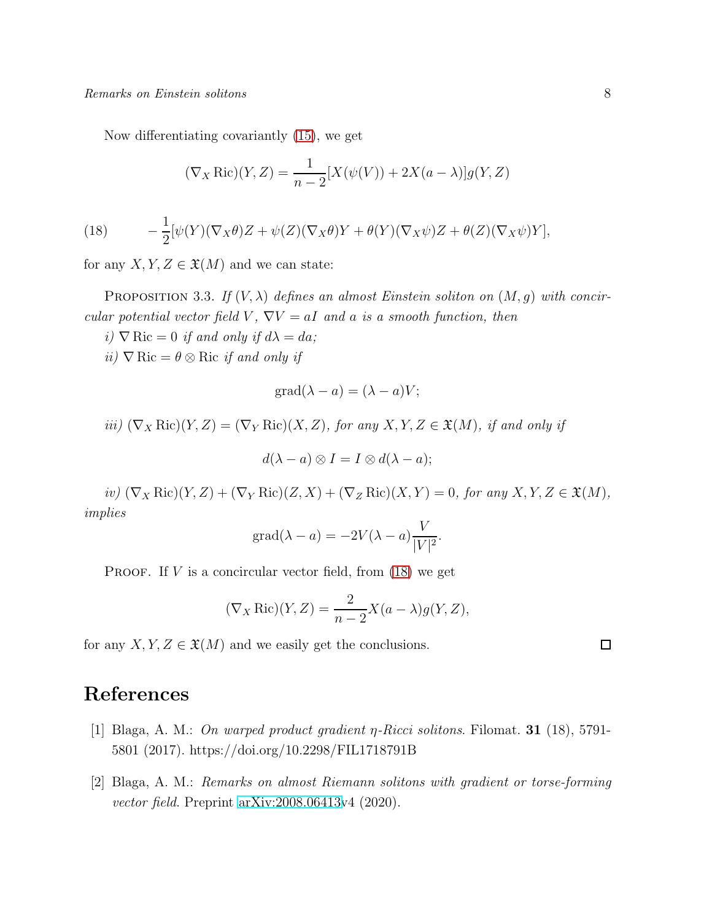Now differentiating covariantly (15), we get

$$(\nabla_X \operatorname{Ric})(Y,Z) = \frac{1}{n-2}[X(\psi(V)) + 2X(a-\lambda)]g(Y,Z)$$

$$-\frac{1}{2}[\psi(Y)(\nabla_X\theta)Z + \psi(Z)(\nabla_X\theta)Y + \theta(Y)(\nabla_X\psi)Z + \theta(Z)(\nabla_X\psi)Y], \tag{18}$$

for any $X, Y, Z \in \mathfrak{X}(M)$ and we can state:

Proposition 3.3. *If $(V, \lambda)$ defines an almost Einstein soliton on $(M, g)$ with concircular potential vector field $V$, $\nabla V = aI$ and $a$ is a smooth function, then*

*i) $\nabla \operatorname{Ric} = 0$ if and only if $d\lambda = da$;*

*ii) $\nabla \operatorname{Ric} = \theta \otimes \operatorname{Ric}$ if and only if*

$$\operatorname{grad}(\lambda - a) = (\lambda - a)V;$$

*iii) $(\nabla_X \operatorname{Ric})(Y,Z) = (\nabla_Y \operatorname{Ric})(X,Z)$, for any $X, Y, Z \in \mathfrak{X}(M)$, if and only if*

$$d(\lambda - a) \otimes I = I \otimes d(\lambda - a);$$

*iv) $(\nabla_X \operatorname{Ric})(Y,Z) + (\nabla_Y \operatorname{Ric})(Z,X) + (\nabla_Z \operatorname{Ric})(X,Y) = 0$, for any $X, Y, Z \in \mathfrak{X}(M)$, implies*

$$\operatorname{grad}(\lambda - a) = -2V(\lambda - a)\frac{V}{|V|^2}.$$

Proof. If $V$ is a concircular vector field, from (18) we get

$$(\nabla_X \operatorname{Ric})(Y,Z) = \frac{2}{n-2}X(a-\lambda)g(Y,Z),$$

for any $X, Y, Z \in \mathfrak{X}(M)$ and we easily get the conclusions. $\square$

# References

[1] Blaga, A. M.: *On warped product gradient η-Ricci solitons*. Filomat. **31** (18), 5791-5801 (2017). https://doi.org/10.2298/FIL1718791B

[2] Blaga, A. M.: *Remarks on almost Riemann solitons with gradient or torse-forming vector field*. Preprint arXiv:2008.06413v4 (2020).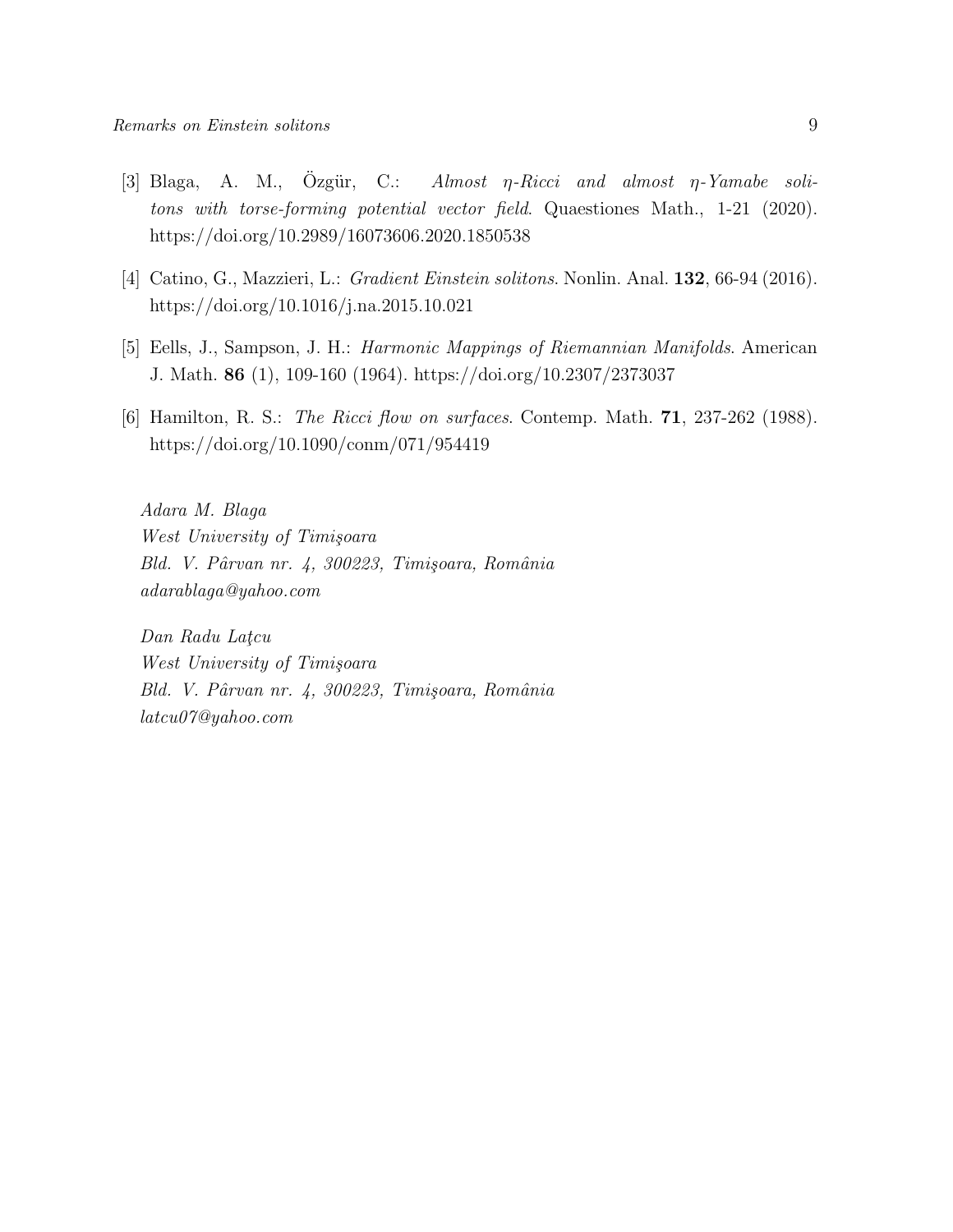[3] Blaga, A. M., Özgür, C.: *Almost $\eta$-Ricci and almost $\eta$-Yamabe solitons with torse-forming potential vector field*. Quaestiones Math., 1-21 (2020). https://doi.org/10.2989/16073606.2020.1850538

[4] Catino, G., Mazzieri, L.: *Gradient Einstein solitons*. Nonlin. Anal. **132**, 66-94 (2016). https://doi.org/10.1016/j.na.2015.10.021

[5] Eells, J., Sampson, J. H.: *Harmonic Mappings of Riemannian Manifolds*. American J. Math. **86** (1), 109-160 (1964). https://doi.org/10.2307/2373037

[6] Hamilton, R. S.: *The Ricci flow on surfaces*. Contemp. Math. **71**, 237-262 (1988). https://doi.org/10.1090/conm/071/954419

*Adara M. Blaga*
*West University of Timişoara*
*Bld. V. Pârvan nr. 4, 300223, Timişoara, România*
*adarablaga@yahoo.com*

*Dan Radu Laţcu*
*West University of Timişoara*
*Bld. V. Pârvan nr. 4, 300223, Timişoara, România*
*latcu07@yahoo.com*